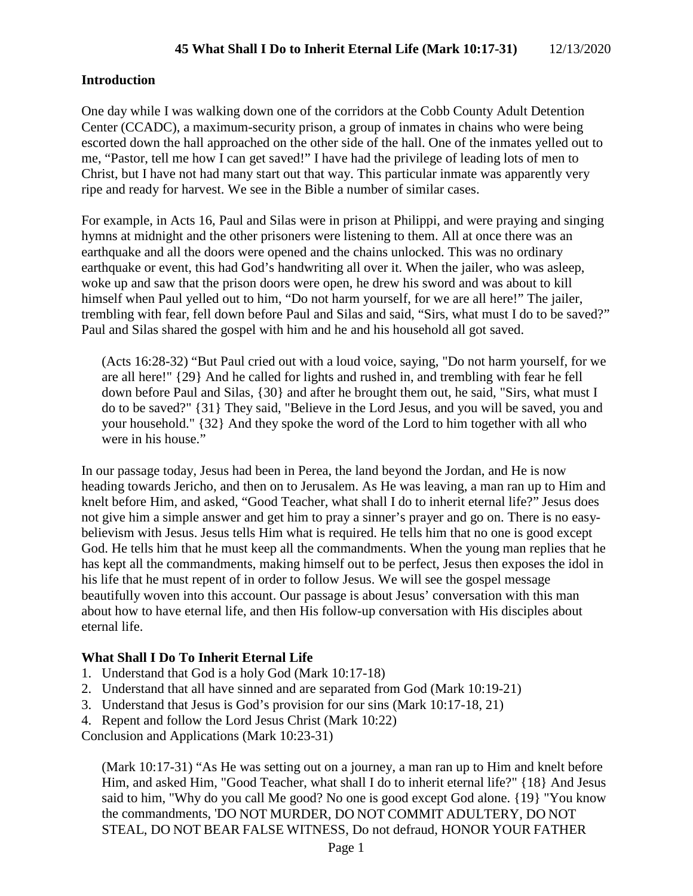# 45 What Shall I Do to Inherit Eternal Life (Mark 10:17-31) 12/13/2020

## Introduction

One day while I was walking down one of the corridors at the Cobb County Adult Detention Center (CCADC), a maximum-security prison, a group of inmates in chains who were being escorted down the hall approached on the other side of the hall. One of the inmates yelled out to me, "Pastor, tell me how I can get saved!" I have had the privilege of leading lots of men to Christ, but I have not had many start out that way. This particular inmate was apparently very ripe and ready for harvest. We see in the Bible a number of similar cases.

For example, in Acts 16, Paul and Silas were in prison at Philippi, and were praying and singing hymns at midnight and the other prisoners were listening to them. All at once there was an earthquake and all the doors were opened and the chains unlocked. This was no ordinary earthquake or event, this had God's handwriting all over it. When the jailer, who was asleep, woke up and saw that the prison doors were open, he drew his sword and was about to kill himself when Paul yelled out to him, "Do not harm yourself, for we are all here!" The jailer, trembling with fear, fell down before Paul and Silas and said, "Sirs, what must I do to be saved?" Paul and Silas shared the gospel with him and he and his household all got saved.

> (Acts 16:28-32) "But Paul cried out with a loud voice, saying, "Do not harm yourself, for we are all here!" {29} And he called for lights and rushed in, and trembling with fear he fell down before Paul and Silas, {30} and after he brought them out, he said, "Sirs, what must I do to be saved?" {31} They said, "Believe in the Lord Jesus, and you will be saved, you and your household." {32} And they spoke the word of the Lord to him together with all who were in his house."

In our passage today, Jesus had been in Perea, the land beyond the Jordan, and He is now heading towards Jericho, and then on to Jerusalem. As He was leaving, a man ran up to Him and knelt before Him, and asked, "Good Teacher, what shall I do to inherit eternal life?" Jesus does not give him a simple answer and get him to pray a sinner's prayer and go on. There is no easy-believism with Jesus. Jesus tells Him what is required. He tells him that no one is good except God. He tells him that he must keep all the commandments. When the young man replies that he has kept all the commandments, making himself out to be perfect, Jesus then exposes the idol in his life that he must repent of in order to follow Jesus. We will see the gospel message beautifully woven into this account. Our passage is about Jesus' conversation with this man about how to have eternal life, and then His follow-up conversation with His disciples about eternal life.

## What Shall I Do To Inherit Eternal Life

1. Understand that God is a holy God (Mark 10:17-18)
2. Understand that all have sinned and are separated from God (Mark 10:19-21)
3. Understand that Jesus is God's provision for our sins (Mark 10:17-18, 21)
4. Repent and follow the Lord Jesus Christ (Mark 10:22)

Conclusion and Applications (Mark 10:23-31)

> (Mark 10:17-31) "As He was setting out on a journey, a man ran up to Him and knelt before Him, and asked Him, "Good Teacher, what shall I do to inherit eternal life?" {18} And Jesus said to him, "Why do you call Me good? No one is good except God alone. {19} "You know the commandments, 'DO NOT MURDER, DO NOT COMMIT ADULTERY, DO NOT STEAL, DO NOT BEAR FALSE WITNESS, Do not defraud, HONOR YOUR FATHER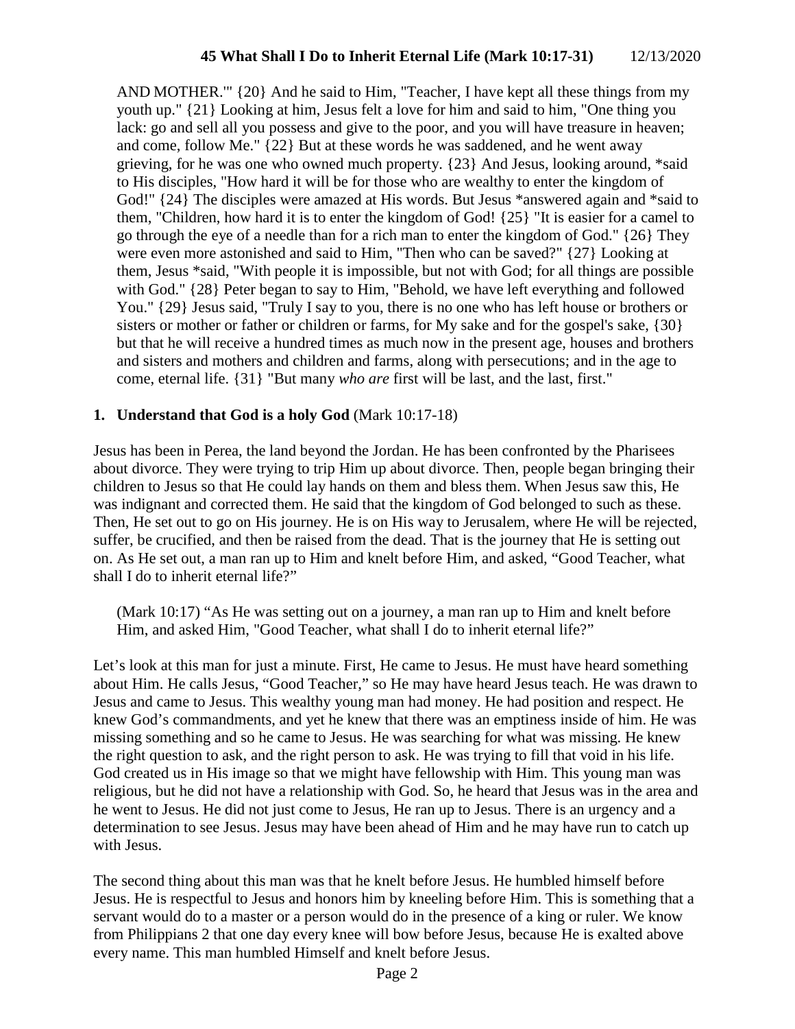AND MOTHER.'" {20} And he said to Him, "Teacher, I have kept all these things from my youth up." {21} Looking at him, Jesus felt a love for him and said to him, "One thing you lack: go and sell all you possess and give to the poor, and you will have treasure in heaven; and come, follow Me." {22} But at these words he was saddened, and he went away grieving, for he was one who owned much property. {23} And Jesus, looking around, *said to His disciples, "How hard it will be for those who are wealthy to enter the kingdom of God!" {24} The disciples were amazed at His words. But Jesus *answered again and *said to them, "Children, how hard it is to enter the kingdom of God! {25} "It is easier for a camel to go through the eye of a needle than for a rich man to enter the kingdom of God." {26} They were even more astonished and said to Him, "Then who can be saved?" {27} Looking at them, Jesus *said, "With people it is impossible, but not with God; for all things are possible with God." {28} Peter began to say to Him, "Behold, we have left everything and followed You." {29} Jesus said, "Truly I say to you, there is no one who has left house or brothers or sisters or mother or father or children or farms, for My sake and for the gospel's sake, {30} but that he will receive a hundred times as much now in the present age, houses and brothers and sisters and mothers and children and farms, along with persecutions; and in the age to come, eternal life. {31} "But many *who are* first will be last, and the last, first."

**1. Understand that God is a holy God** (Mark 10:17-18)

Jesus has been in Perea, the land beyond the Jordan. He has been confronted by the Pharisees about divorce. They were trying to trip Him up about divorce. Then, people began bringing their children to Jesus so that He could lay hands on them and bless them. When Jesus saw this, He was indignant and corrected them. He said that the kingdom of God belonged to such as these. Then, He set out to go on His journey. He is on His way to Jerusalem, where He will be rejected, suffer, be crucified, and then be raised from the dead. That is the journey that He is setting out on. As He set out, a man ran up to Him and knelt before Him, and asked, "Good Teacher, what shall I do to inherit eternal life?"

(Mark 10:17) "As He was setting out on a journey, a man ran up to Him and knelt before Him, and asked Him, "Good Teacher, what shall I do to inherit eternal life?"

Let's look at this man for just a minute. First, He came to Jesus. He must have heard something about Him. He calls Jesus, "Good Teacher," so He may have heard Jesus teach. He was drawn to Jesus and came to Jesus. This wealthy young man had money. He had position and respect. He knew God's commandments, and yet he knew that there was an emptiness inside of him. He was missing something and so he came to Jesus. He was searching for what was missing. He knew the right question to ask, and the right person to ask. He was trying to fill that void in his life. God created us in His image so that we might have fellowship with Him. This young man was religious, but he did not have a relationship with God. So, he heard that Jesus was in the area and he went to Jesus. He did not just come to Jesus, He ran up to Jesus. There is an urgency and a determination to see Jesus. Jesus may have been ahead of Him and he may have run to catch up with Jesus.

The second thing about this man was that he knelt before Jesus. He humbled himself before Jesus. He is respectful to Jesus and honors him by kneeling before Him. This is something that a servant would do to a master or a person would do in the presence of a king or ruler. We know from Philippians 2 that one day every knee will bow before Jesus, because He is exalted above every name. This man humbled Himself and knelt before Jesus.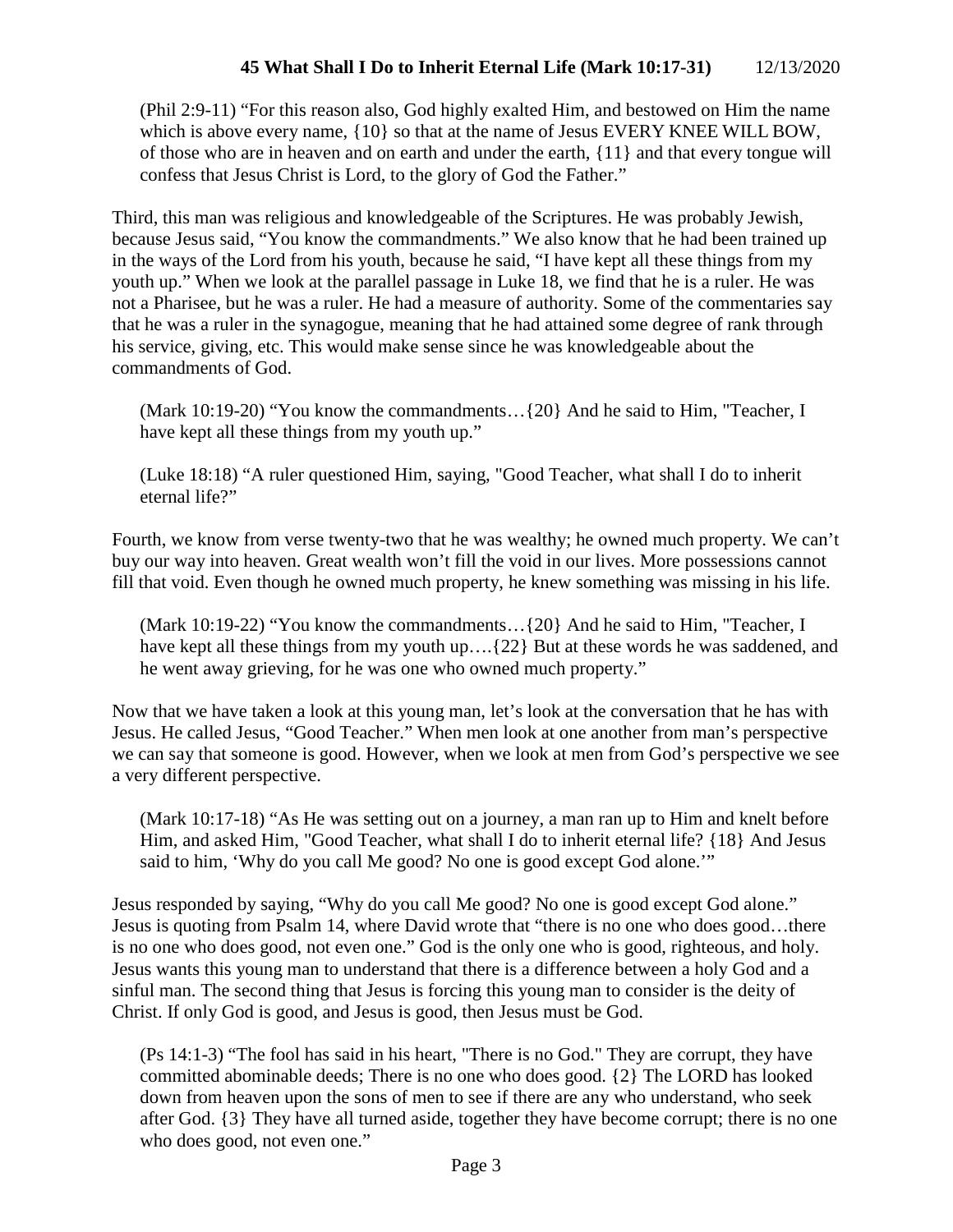(Phil 2:9-11) "For this reason also, God highly exalted Him, and bestowed on Him the name which is above every name, {10} so that at the name of Jesus EVERY KNEE WILL BOW, of those who are in heaven and on earth and under the earth, {11} and that every tongue will confess that Jesus Christ is Lord, to the glory of God the Father."

Third, this man was religious and knowledgeable of the Scriptures. He was probably Jewish, because Jesus said, "You know the commandments." We also know that he had been trained up in the ways of the Lord from his youth, because he said, "I have kept all these things from my youth up." When we look at the parallel passage in Luke 18, we find that he is a ruler. He was not a Pharisee, but he was a ruler. He had a measure of authority. Some of the commentaries say that he was a ruler in the synagogue, meaning that he had attained some degree of rank through his service, giving, etc. This would make sense since he was knowledgeable about the commandments of God.

(Mark 10:19-20) "You know the commandments…{20} And he said to Him, "Teacher, I have kept all these things from my youth up."

(Luke 18:18) "A ruler questioned Him, saying, "Good Teacher, what shall I do to inherit eternal life?"

Fourth, we know from verse twenty-two that he was wealthy; he owned much property. We can't buy our way into heaven. Great wealth won't fill the void in our lives. More possessions cannot fill that void. Even though he owned much property, he knew something was missing in his life.

(Mark 10:19-22) "You know the commandments…{20} And he said to Him, "Teacher, I have kept all these things from my youth up….{22} But at these words he was saddened, and he went away grieving, for he was one who owned much property."

Now that we have taken a look at this young man, let's look at the conversation that he has with Jesus. He called Jesus, "Good Teacher." When men look at one another from man's perspective we can say that someone is good. However, when we look at men from God's perspective we see a very different perspective.

(Mark 10:17-18) "As He was setting out on a journey, a man ran up to Him and knelt before Him, and asked Him, "Good Teacher, what shall I do to inherit eternal life? {18} And Jesus said to him, 'Why do you call Me good? No one is good except God alone.'"

Jesus responded by saying, "Why do you call Me good? No one is good except God alone." Jesus is quoting from Psalm 14, where David wrote that "there is no one who does good…there is no one who does good, not even one." God is the only one who is good, righteous, and holy. Jesus wants this young man to understand that there is a difference between a holy God and a sinful man. The second thing that Jesus is forcing this young man to consider is the deity of Christ. If only God is good, and Jesus is good, then Jesus must be God.

(Ps 14:1-3) "The fool has said in his heart, "There is no God." They are corrupt, they have committed abominable deeds; There is no one who does good. {2} The LORD has looked down from heaven upon the sons of men to see if there are any who understand, who seek after God. {3} They have all turned aside, together they have become corrupt; there is no one who does good, not even one."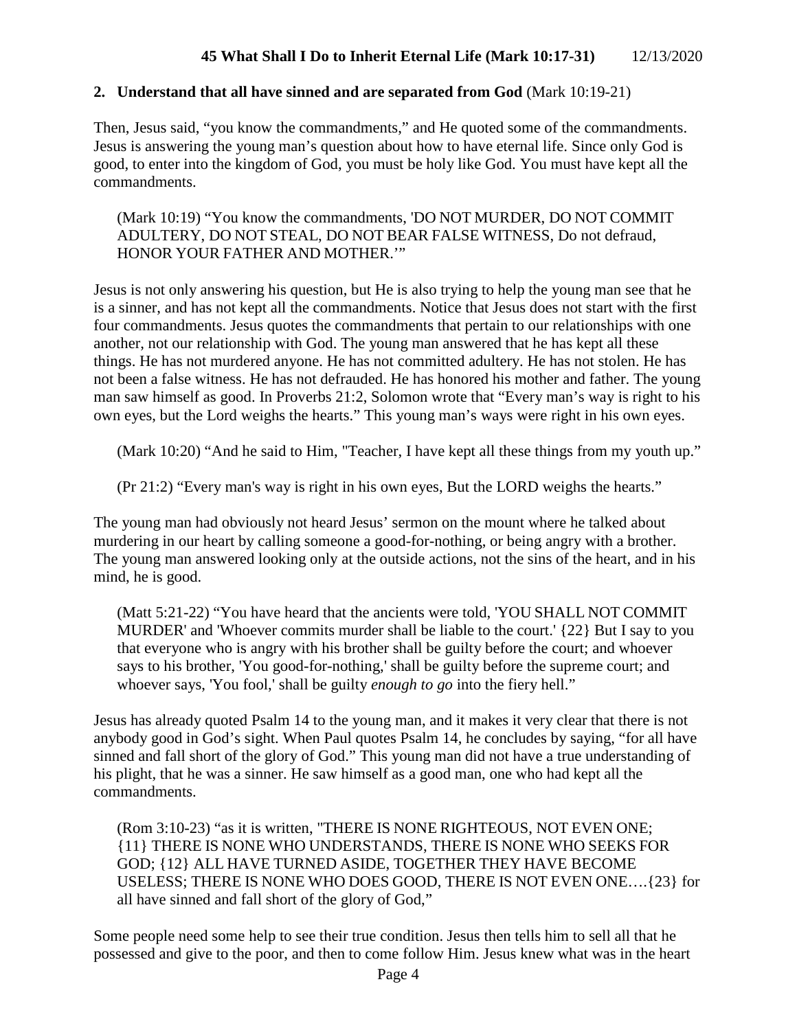**2. Understand that all have sinned and are separated from God** (Mark 10:19-21)

Then, Jesus said, "you know the commandments," and He quoted some of the commandments. Jesus is answering the young man's question about how to have eternal life. Since only God is good, to enter into the kingdom of God, you must be holy like God. You must have kept all the commandments.

> (Mark 10:19) "You know the commandments, 'DO NOT MURDER, DO NOT COMMIT ADULTERY, DO NOT STEAL, DO NOT BEAR FALSE WITNESS, Do not defraud, HONOR YOUR FATHER AND MOTHER.'"

Jesus is not only answering his question, but He is also trying to help the young man see that he is a sinner, and has not kept all the commandments. Notice that Jesus does not start with the first four commandments. Jesus quotes the commandments that pertain to our relationships with one another, not our relationship with God. The young man answered that he has kept all these things. He has not murdered anyone. He has not committed adultery. He has not stolen. He has not been a false witness. He has not defrauded. He has honored his mother and father. The young man saw himself as good. In Proverbs 21:2, Solomon wrote that "Every man's way is right to his own eyes, but the Lord weighs the hearts." This young man's ways were right in his own eyes.

> (Mark 10:20) "And he said to Him, "Teacher, I have kept all these things from my youth up."

> (Pr 21:2) "Every man's way is right in his own eyes, But the LORD weighs the hearts."

The young man had obviously not heard Jesus' sermon on the mount where he talked about murdering in our heart by calling someone a good-for-nothing, or being angry with a brother. The young man answered looking only at the outside actions, not the sins of the heart, and in his mind, he is good.

> (Matt 5:21-22) "You have heard that the ancients were told, 'YOU SHALL NOT COMMIT MURDER' and 'Whoever commits murder shall be liable to the court.' {22} But I say to you that everyone who is angry with his brother shall be guilty before the court; and whoever says to his brother, 'You good-for-nothing,' shall be guilty before the supreme court; and whoever says, 'You fool,' shall be guilty *enough to go* into the fiery hell."

Jesus has already quoted Psalm 14 to the young man, and it makes it very clear that there is not anybody good in God's sight. When Paul quotes Psalm 14, he concludes by saying, "for all have sinned and fall short of the glory of God." This young man did not have a true understanding of his plight, that he was a sinner. He saw himself as a good man, one who had kept all the commandments.

> (Rom 3:10-23) "as it is written, "THERE IS NONE RIGHTEOUS, NOT EVEN ONE; {11} THERE IS NONE WHO UNDERSTANDS, THERE IS NONE WHO SEEKS FOR GOD; {12} ALL HAVE TURNED ASIDE, TOGETHER THEY HAVE BECOME USELESS; THERE IS NONE WHO DOES GOOD, THERE IS NOT EVEN ONE….{23} for all have sinned and fall short of the glory of God,"

Some people need some help to see their true condition. Jesus then tells him to sell all that he possessed and give to the poor, and then to come follow Him. Jesus knew what was in the heart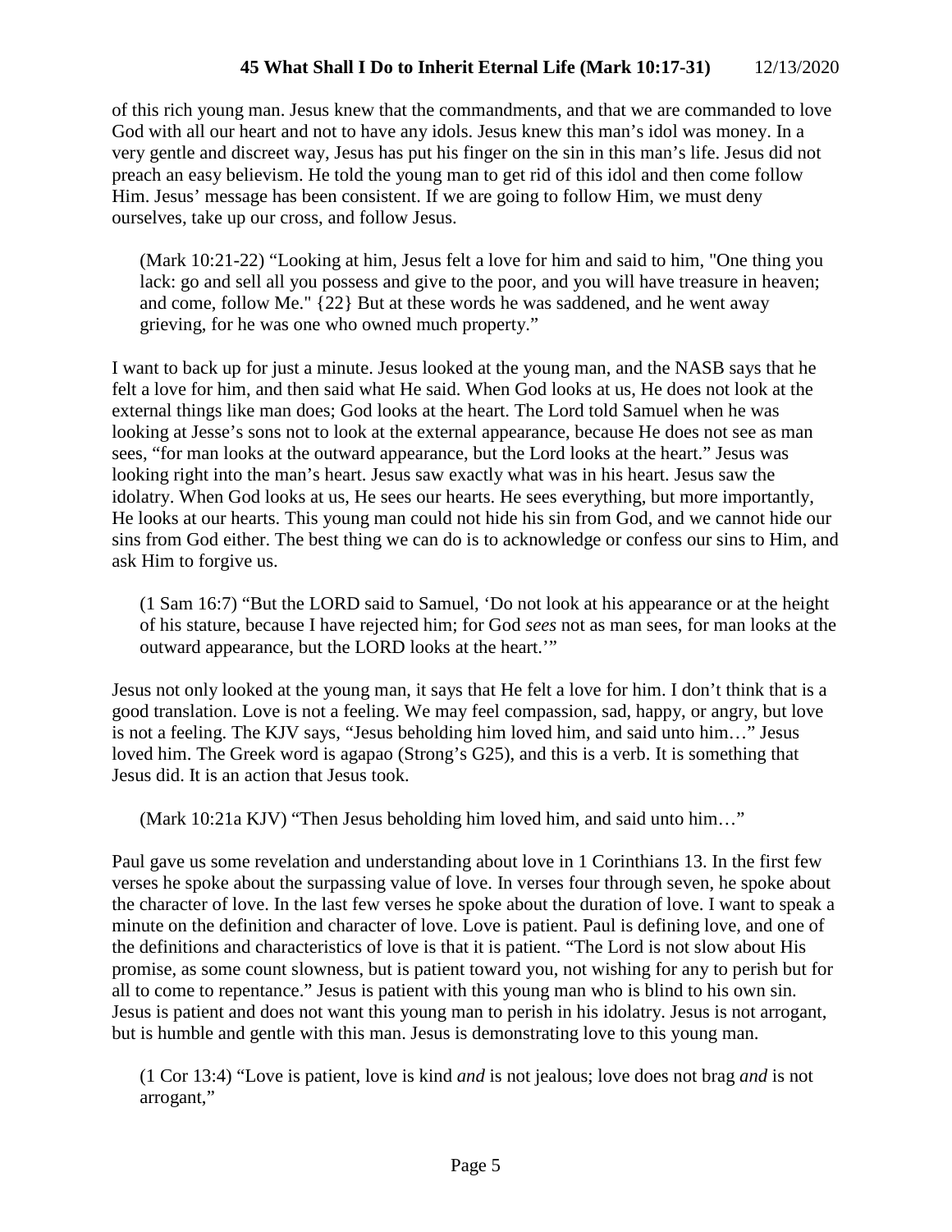of this rich young man. Jesus knew that the commandments, and that we are commanded to love God with all our heart and not to have any idols. Jesus knew this man's idol was money. In a very gentle and discreet way, Jesus has put his finger on the sin in this man's life. Jesus did not preach an easy believism. He told the young man to get rid of this idol and then come follow Him. Jesus' message has been consistent. If we are going to follow Him, we must deny ourselves, take up our cross, and follow Jesus.

> (Mark 10:21-22) "Looking at him, Jesus felt a love for him and said to him, "One thing you lack: go and sell all you possess and give to the poor, and you will have treasure in heaven; and come, follow Me." {22} But at these words he was saddened, and he went away grieving, for he was one who owned much property."

I want to back up for just a minute. Jesus looked at the young man, and the NASB says that he felt a love for him, and then said what He said. When God looks at us, He does not look at the external things like man does; God looks at the heart. The Lord told Samuel when he was looking at Jesse's sons not to look at the external appearance, because He does not see as man sees, "for man looks at the outward appearance, but the Lord looks at the heart." Jesus was looking right into the man's heart. Jesus saw exactly what was in his heart. Jesus saw the idolatry. When God looks at us, He sees our hearts. He sees everything, but more importantly, He looks at our hearts. This young man could not hide his sin from God, and we cannot hide our sins from God either. The best thing we can do is to acknowledge or confess our sins to Him, and ask Him to forgive us.

> (1 Sam 16:7) "But the LORD said to Samuel, 'Do not look at his appearance or at the height of his stature, because I have rejected him; for God *sees* not as man sees, for man looks at the outward appearance, but the LORD looks at the heart.'"

Jesus not only looked at the young man, it says that He felt a love for him. I don't think that is a good translation. Love is not a feeling. We may feel compassion, sad, happy, or angry, but love is not a feeling. The KJV says, "Jesus beholding him loved him, and said unto him…" Jesus loved him. The Greek word is agapao (Strong's G25), and this is a verb. It is something that Jesus did. It is an action that Jesus took.

> (Mark 10:21a KJV) "Then Jesus beholding him loved him, and said unto him…"

Paul gave us some revelation and understanding about love in 1 Corinthians 13. In the first few verses he spoke about the surpassing value of love. In verses four through seven, he spoke about the character of love. In the last few verses he spoke about the duration of love. I want to speak a minute on the definition and character of love. Love is patient. Paul is defining love, and one of the definitions and characteristics of love is that it is patient. "The Lord is not slow about His promise, as some count slowness, but is patient toward you, not wishing for any to perish but for all to come to repentance." Jesus is patient with this young man who is blind to his own sin. Jesus is patient and does not want this young man to perish in his idolatry. Jesus is not arrogant, but is humble and gentle with this man. Jesus is demonstrating love to this young man.

> (1 Cor 13:4) "Love is patient, love is kind *and* is not jealous; love does not brag *and* is not arrogant,"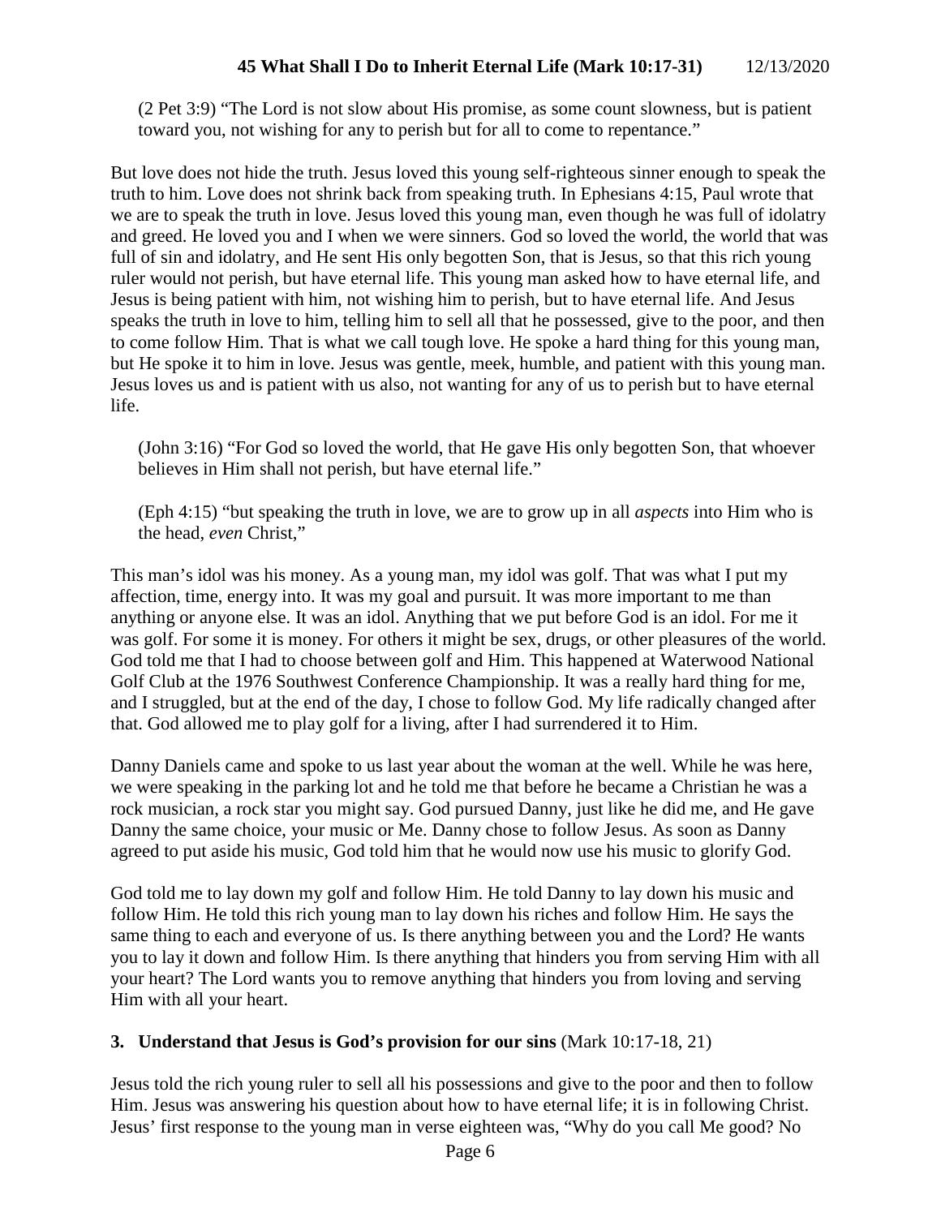(2 Pet 3:9) "The Lord is not slow about His promise, as some count slowness, but is patient toward you, not wishing for any to perish but for all to come to repentance."

But love does not hide the truth. Jesus loved this young self-righteous sinner enough to speak the truth to him. Love does not shrink back from speaking truth. In Ephesians 4:15, Paul wrote that we are to speak the truth in love. Jesus loved this young man, even though he was full of idolatry and greed. He loved you and I when we were sinners. God so loved the world, the world that was full of sin and idolatry, and He sent His only begotten Son, that is Jesus, so that this rich young ruler would not perish, but have eternal life. This young man asked how to have eternal life, and Jesus is being patient with him, not wishing him to perish, but to have eternal life. And Jesus speaks the truth in love to him, telling him to sell all that he possessed, give to the poor, and then to come follow Him. That is what we call tough love. He spoke a hard thing for this young man, but He spoke it to him in love. Jesus was gentle, meek, humble, and patient with this young man. Jesus loves us and is patient with us also, not wanting for any of us to perish but to have eternal life.

(John 3:16) "For God so loved the world, that He gave His only begotten Son, that whoever believes in Him shall not perish, but have eternal life."

(Eph 4:15) "but speaking the truth in love, we are to grow up in all *aspects* into Him who is the head, *even* Christ,"

This man's idol was his money. As a young man, my idol was golf. That was what I put my affection, time, energy into. It was my goal and pursuit. It was more important to me than anything or anyone else. It was an idol. Anything that we put before God is an idol. For me it was golf. For some it is money. For others it might be sex, drugs, or other pleasures of the world. God told me that I had to choose between golf and Him. This happened at Waterwood National Golf Club at the 1976 Southwest Conference Championship. It was a really hard thing for me, and I struggled, but at the end of the day, I chose to follow God. My life radically changed after that. God allowed me to play golf for a living, after I had surrendered it to Him.

Danny Daniels came and spoke to us last year about the woman at the well. While he was here, we were speaking in the parking lot and he told me that before he became a Christian he was a rock musician, a rock star you might say. God pursued Danny, just like he did me, and He gave Danny the same choice, your music or Me. Danny chose to follow Jesus. As soon as Danny agreed to put aside his music, God told him that he would now use his music to glorify God.

God told me to lay down my golf and follow Him. He told Danny to lay down his music and follow Him. He told this rich young man to lay down his riches and follow Him. He says the same thing to each and everyone of us. Is there anything between you and the Lord? He wants you to lay it down and follow Him. Is there anything that hinders you from serving Him with all your heart? The Lord wants you to remove anything that hinders you from loving and serving Him with all your heart.

**3. Understand that Jesus is God's provision for our sins** (Mark 10:17-18, 21)

Jesus told the rich young ruler to sell all his possessions and give to the poor and then to follow Him. Jesus was answering his question about how to have eternal life; it is in following Christ. Jesus' first response to the young man in verse eighteen was, "Why do you call Me good? No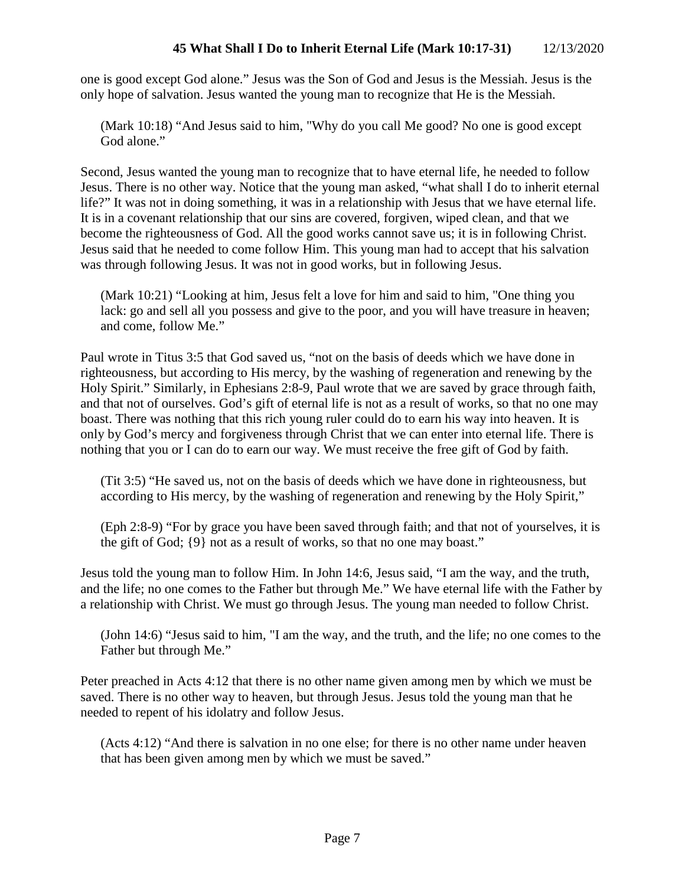one is good except God alone." Jesus was the Son of God and Jesus is the Messiah. Jesus is the only hope of salvation. Jesus wanted the young man to recognize that He is the Messiah.

> (Mark 10:18) "And Jesus said to him, "Why do you call Me good? No one is good except God alone."

Second, Jesus wanted the young man to recognize that to have eternal life, he needed to follow Jesus. There is no other way. Notice that the young man asked, "what shall I do to inherit eternal life?" It was not in doing something, it was in a relationship with Jesus that we have eternal life. It is in a covenant relationship that our sins are covered, forgiven, wiped clean, and that we become the righteousness of God. All the good works cannot save us; it is in following Christ. Jesus said that he needed to come follow Him. This young man had to accept that his salvation was through following Jesus. It was not in good works, but in following Jesus.

> (Mark 10:21) "Looking at him, Jesus felt a love for him and said to him, "One thing you lack: go and sell all you possess and give to the poor, and you will have treasure in heaven; and come, follow Me."

Paul wrote in Titus 3:5 that God saved us, "not on the basis of deeds which we have done in righteousness, but according to His mercy, by the washing of regeneration and renewing by the Holy Spirit." Similarly, in Ephesians 2:8-9, Paul wrote that we are saved by grace through faith, and that not of ourselves. God's gift of eternal life is not as a result of works, so that no one may boast. There was nothing that this rich young ruler could do to earn his way into heaven. It is only by God's mercy and forgiveness through Christ that we can enter into eternal life. There is nothing that you or I can do to earn our way. We must receive the free gift of God by faith.

> (Tit 3:5) "He saved us, not on the basis of deeds which we have done in righteousness, but according to His mercy, by the washing of regeneration and renewing by the Holy Spirit,"

> (Eph 2:8-9) "For by grace you have been saved through faith; and that not of yourselves, it is the gift of God; {9} not as a result of works, so that no one may boast."

Jesus told the young man to follow Him. In John 14:6, Jesus said, "I am the way, and the truth, and the life; no one comes to the Father but through Me." We have eternal life with the Father by a relationship with Christ. We must go through Jesus. The young man needed to follow Christ.

> (John 14:6) "Jesus said to him, "I am the way, and the truth, and the life; no one comes to the Father but through Me."

Peter preached in Acts 4:12 that there is no other name given among men by which we must be saved. There is no other way to heaven, but through Jesus. Jesus told the young man that he needed to repent of his idolatry and follow Jesus.

> (Acts 4:12) "And there is salvation in no one else; for there is no other name under heaven that has been given among men by which we must be saved."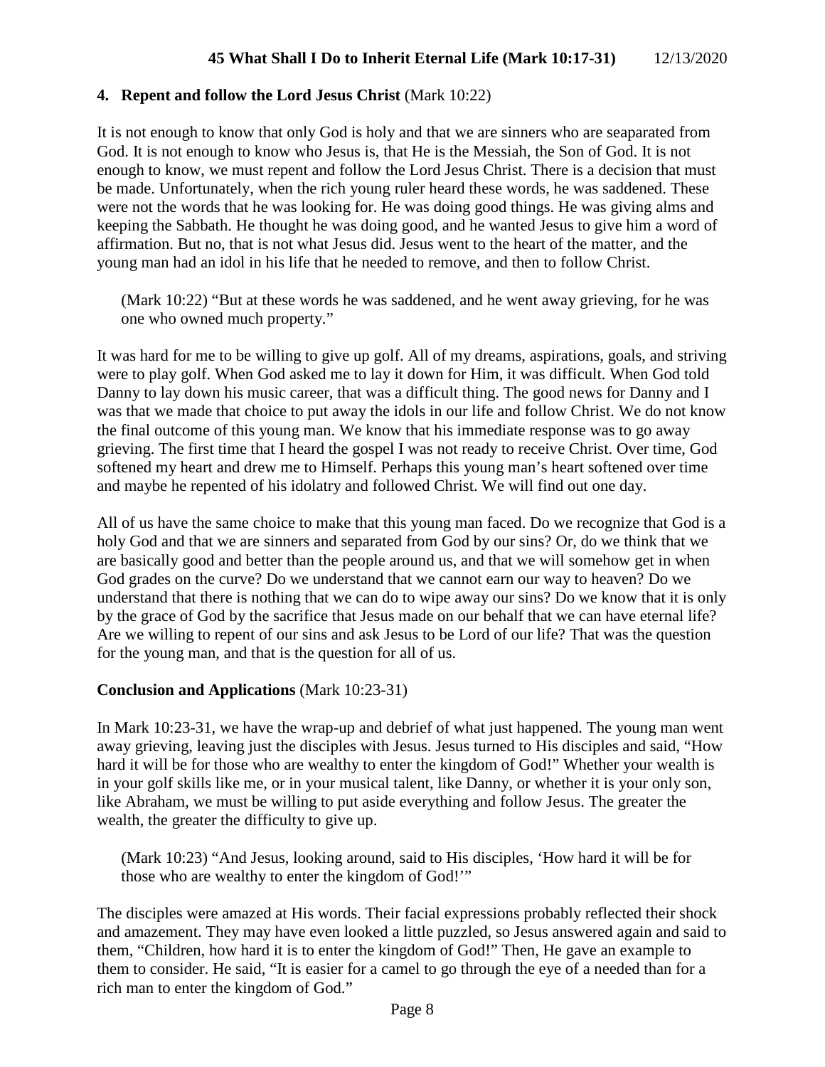## 4. Repent and follow the Lord Jesus Christ (Mark 10:22)

It is not enough to know that only God is holy and that we are sinners who are seaparated from God. It is not enough to know who Jesus is, that He is the Messiah, the Son of God. It is not enough to know, we must repent and follow the Lord Jesus Christ. There is a decision that must be made. Unfortunately, when the rich young ruler heard these words, he was saddened. These were not the words that he was looking for. He was doing good things. He was giving alms and keeping the Sabbath. He thought he was doing good, and he wanted Jesus to give him a word of affirmation. But no, that is not what Jesus did. Jesus went to the heart of the matter, and the young man had an idol in his life that he needed to remove, and then to follow Christ.

> (Mark 10:22) "But at these words he was saddened, and he went away grieving, for he was one who owned much property."

It was hard for me to be willing to give up golf. All of my dreams, aspirations, goals, and striving were to play golf. When God asked me to lay it down for Him, it was difficult. When God told Danny to lay down his music career, that was a difficult thing. The good news for Danny and I was that we made that choice to put away the idols in our life and follow Christ. We do not know the final outcome of this young man. We know that his immediate response was to go away grieving. The first time that I heard the gospel I was not ready to receive Christ. Over time, God softened my heart and drew me to Himself. Perhaps this young man's heart softened over time and maybe he repented of his idolatry and followed Christ. We will find out one day.

All of us have the same choice to make that this young man faced. Do we recognize that God is a holy God and that we are sinners and separated from God by our sins? Or, do we think that we are basically good and better than the people around us, and that we will somehow get in when God grades on the curve? Do we understand that we cannot earn our way to heaven? Do we understand that there is nothing that we can do to wipe away our sins? Do we know that it is only by the grace of God by the sacrifice that Jesus made on our behalf that we can have eternal life? Are we willing to repent of our sins and ask Jesus to be Lord of our life? That was the question for the young man, and that is the question for all of us.

## Conclusion and Applications (Mark 10:23-31)

In Mark 10:23-31, we have the wrap-up and debrief of what just happened. The young man went away grieving, leaving just the disciples with Jesus. Jesus turned to His disciples and said, "How hard it will be for those who are wealthy to enter the kingdom of God!" Whether your wealth is in your golf skills like me, or in your musical talent, like Danny, or whether it is your only son, like Abraham, we must be willing to put aside everything and follow Jesus. The greater the wealth, the greater the difficulty to give up.

> (Mark 10:23) "And Jesus, looking around, said to His disciples, 'How hard it will be for those who are wealthy to enter the kingdom of God!'"

The disciples were amazed at His words. Their facial expressions probably reflected their shock and amazement. They may have even looked a little puzzled, so Jesus answered again and said to them, "Children, how hard it is to enter the kingdom of God!" Then, He gave an example to them to consider. He said, "It is easier for a camel to go through the eye of a needed than for a rich man to enter the kingdom of God."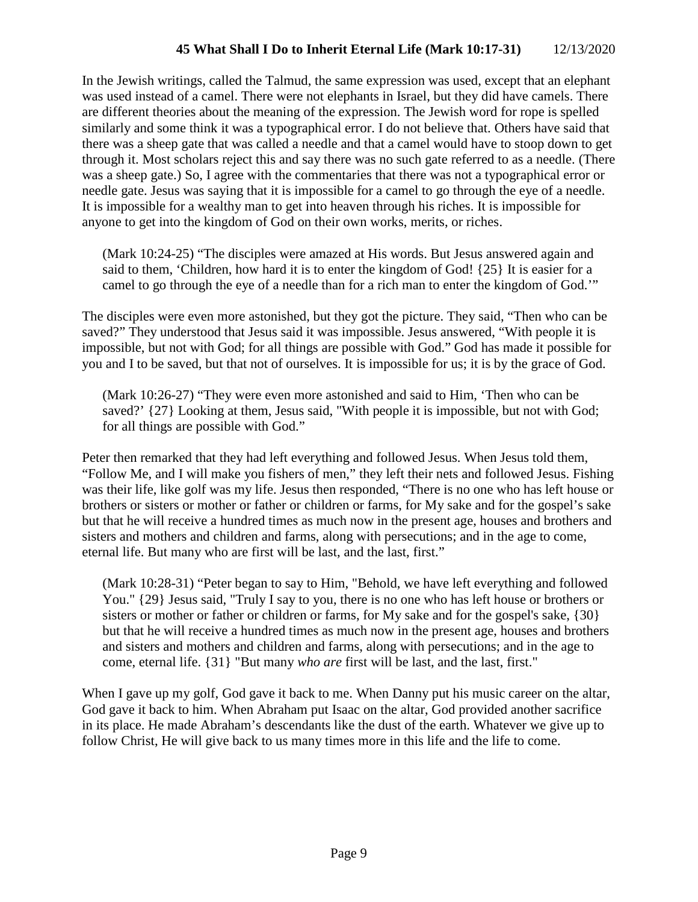In the Jewish writings, called the Talmud, the same expression was used, except that an elephant was used instead of a camel. There were not elephants in Israel, but they did have camels. There are different theories about the meaning of the expression. The Jewish word for rope is spelled similarly and some think it was a typographical error. I do not believe that. Others have said that there was a sheep gate that was called a needle and that a camel would have to stoop down to get through it. Most scholars reject this and say there was no such gate referred to as a needle. (There was a sheep gate.) So, I agree with the commentaries that there was not a typographical error or needle gate. Jesus was saying that it is impossible for a camel to go through the eye of a needle. It is impossible for a wealthy man to get into heaven through his riches. It is impossible for anyone to get into the kingdom of God on their own works, merits, or riches.

> (Mark 10:24-25) "The disciples were amazed at His words. But Jesus answered again and said to them, 'Children, how hard it is to enter the kingdom of God! {25} It is easier for a camel to go through the eye of a needle than for a rich man to enter the kingdom of God.'"

The disciples were even more astonished, but they got the picture. They said, "Then who can be saved?" They understood that Jesus said it was impossible. Jesus answered, "With people it is impossible, but not with God; for all things are possible with God." God has made it possible for you and I to be saved, but that not of ourselves. It is impossible for us; it is by the grace of God.

> (Mark 10:26-27) "They were even more astonished and said to Him, 'Then who can be saved?' {27} Looking at them, Jesus said, "With people it is impossible, but not with God; for all things are possible with God."

Peter then remarked that they had left everything and followed Jesus. When Jesus told them, "Follow Me, and I will make you fishers of men," they left their nets and followed Jesus. Fishing was their life, like golf was my life. Jesus then responded, "There is no one who has left house or brothers or sisters or mother or father or children or farms, for My sake and for the gospel's sake but that he will receive a hundred times as much now in the present age, houses and brothers and sisters and mothers and children and farms, along with persecutions; and in the age to come, eternal life. But many who are first will be last, and the last, first."

> (Mark 10:28-31) "Peter began to say to Him, "Behold, we have left everything and followed You." {29} Jesus said, "Truly I say to you, there is no one who has left house or brothers or sisters or mother or father or children or farms, for My sake and for the gospel's sake, {30} but that he will receive a hundred times as much now in the present age, houses and brothers and sisters and mothers and children and farms, along with persecutions; and in the age to come, eternal life. {31} "But many *who are* first will be last, and the last, first."

When I gave up my golf, God gave it back to me. When Danny put his music career on the altar, God gave it back to him. When Abraham put Isaac on the altar, God provided another sacrifice in its place. He made Abraham's descendants like the dust of the earth. Whatever we give up to follow Christ, He will give back to us many times more in this life and the life to come.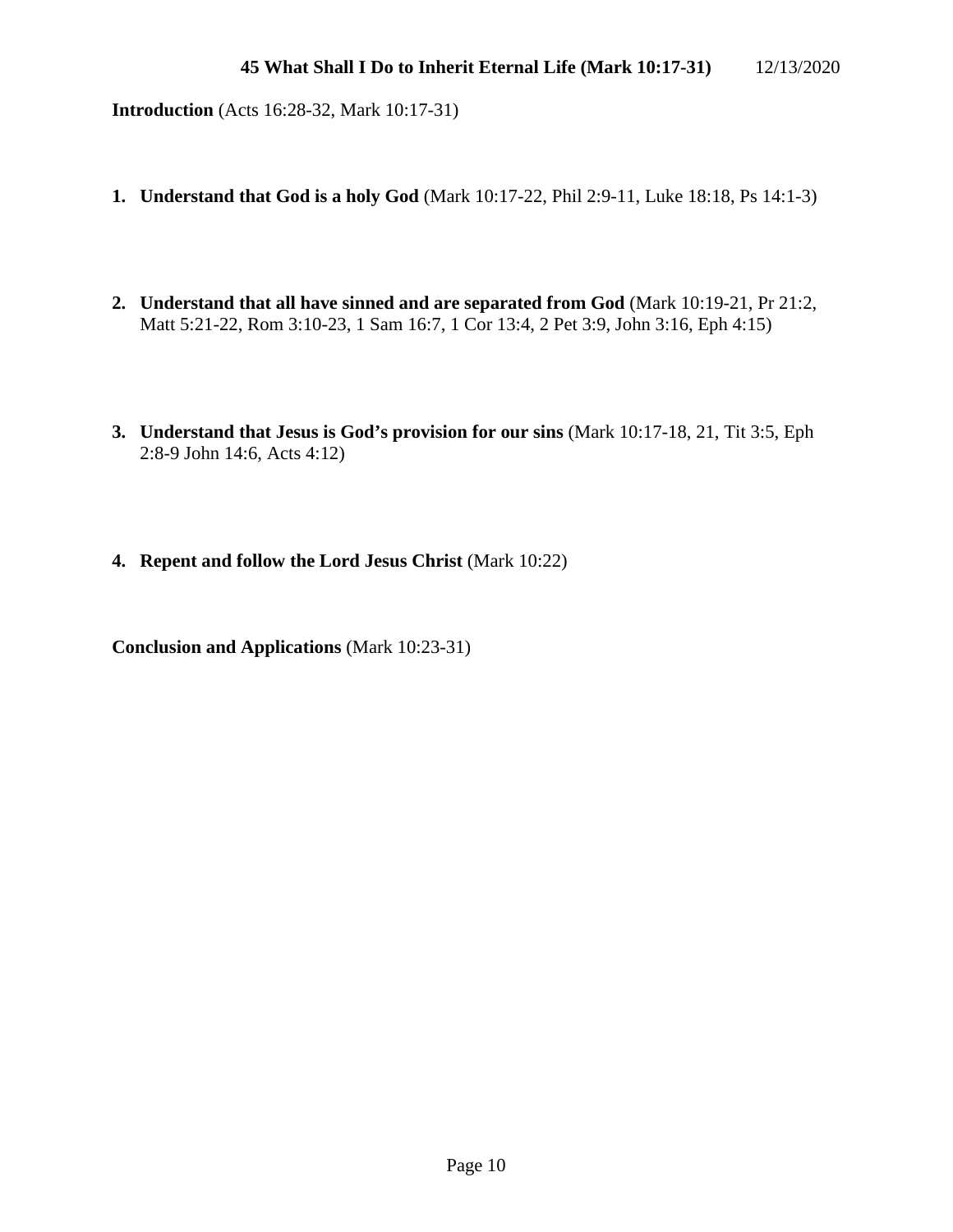**45 What Shall I Do to Inherit Eternal Life (Mark 10:17-31)** 12/13/2020

**Introduction** (Acts 16:28-32, Mark 10:17-31)

1. **Understand that God is a holy God** (Mark 10:17-22, Phil 2:9-11, Luke 18:18, Ps 14:1-3)

2. **Understand that all have sinned and are separated from God** (Mark 10:19-21, Pr 21:2, Matt 5:21-22, Rom 3:10-23, 1 Sam 16:7, 1 Cor 13:4, 2 Pet 3:9, John 3:16, Eph 4:15)

3. **Understand that Jesus is God's provision for our sins** (Mark 10:17-18, 21, Tit 3:5, Eph 2:8-9 John 14:6, Acts 4:12)

4. **Repent and follow the Lord Jesus Christ** (Mark 10:22)

**Conclusion and Applications** (Mark 10:23-31)